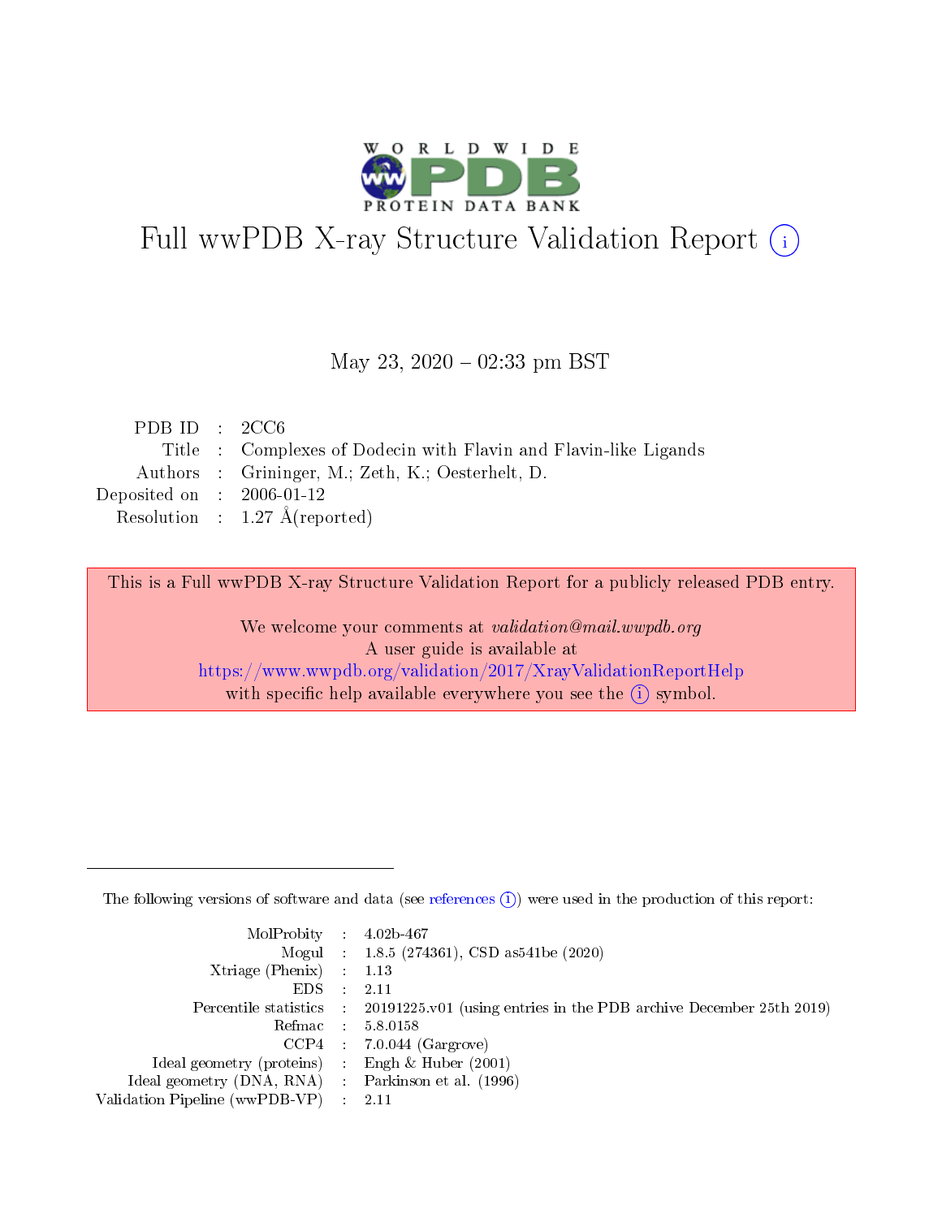# Full wwPDB X-ray Structure Validation Report (i)

May 23, 2020 – 02:33 pm BST

| | | |
|---|---|---|
| PDB ID | : | 2CC6 |
| Title | : | Complexes of Dodecin with Flavin and Flavin-like Ligands |
| Authors | : | Grininger, M.; Zeth, K.; Oesterhelt, D. |
| Deposited on | : | 2006-01-12 |
| Resolution | : | 1.27 Å(reported) |

This is a Full wwPDB X-ray Structure Validation Report for a publicly released PDB entry.

We welcome your comments at *validation@mail.wwpdb.org*
A user guide is available at
https://www.wwpdb.org/validation/2017/XrayValidationReportHelp
with specific help available everywhere you see the (i) symbol.

---

The following versions of software and data (see references (i)) were used in the production of this report:

| | | |
|---|---|---|
| MolProbity | : | 4.02b-467 |
| Mogul | : | 1.8.5 (274361), CSD as541be (2020) |
| Xtriage (Phenix) | : | 1.13 |
| EDS | : | 2.11 |
| Percentile statistics | : | 20191225.v01 (using entries in the PDB archive December 25th 2019) |
| Refmac | : | 5.8.0158 |
| CCP4 | : | 7.0.044 (Gargrove) |
| Ideal geometry (proteins) | : | Engh & Huber (2001) |
| Ideal geometry (DNA, RNA) | : | Parkinson et al. (1996) |
| Validation Pipeline (wwPDB-VP) | : | 2.11 |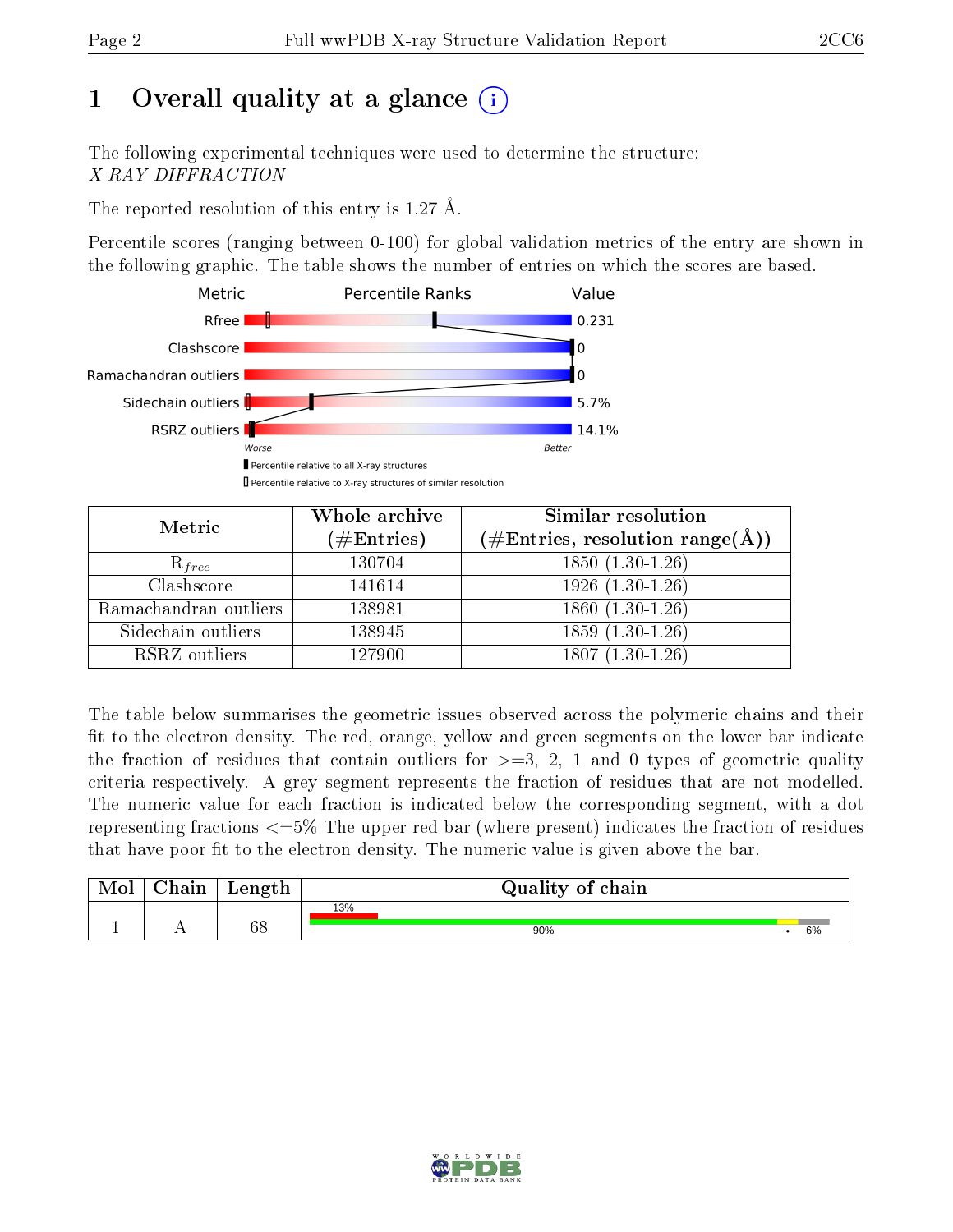# 1 Overall quality at a glance

The following experimental techniques were used to determine the structure:
*X-RAY DIFFRACTION*

The reported resolution of this entry is 1.27 Å.

Percentile scores (ranging between 0-100) for global validation metrics of the entry are shown in the following graphic. The table shows the number of entries on which the scores are based.

| Metric | Value |
|---|---|
| Rfree | 0.231 |
| Clashscore | 0 |
| Ramachandran outliers | 0 |
| Sidechain outliers | 5.7% |
| RSRZ outliers | 14.1% |

| Metric | Whole archive (#Entries) | Similar resolution (#Entries, resolution range(Å)) |
|---|---|---|
| $R_{free}$ | 130704 | 1850 (1.30-1.26) |
| Clashscore | 141614 | 1926 (1.30-1.26) |
| Ramachandran outliers | 138981 | 1860 (1.30-1.26) |
| Sidechain outliers | 138945 | 1859 (1.30-1.26) |
| RSRZ outliers | 127900 | 1807 (1.30-1.26) |

The table below summarises the geometric issues observed across the polymeric chains and their fit to the electron density. The red, orange, yellow and green segments on the lower bar indicate the fraction of residues that contain outliers for >=3, 2, 1 and 0 types of geometric quality criteria respectively. A grey segment represents the fraction of residues that are not modelled. The numeric value for each fraction is indicated below the corresponding segment, with a dot representing fractions <=5% The upper red bar (where present) indicates the fraction of residues that have poor fit to the electron density. The numeric value is given above the bar.

| Mol | Chain | Length | Quality of chain |
|---|---|---|---|
| 1 | A | 68 | 13% / 90% • 6% |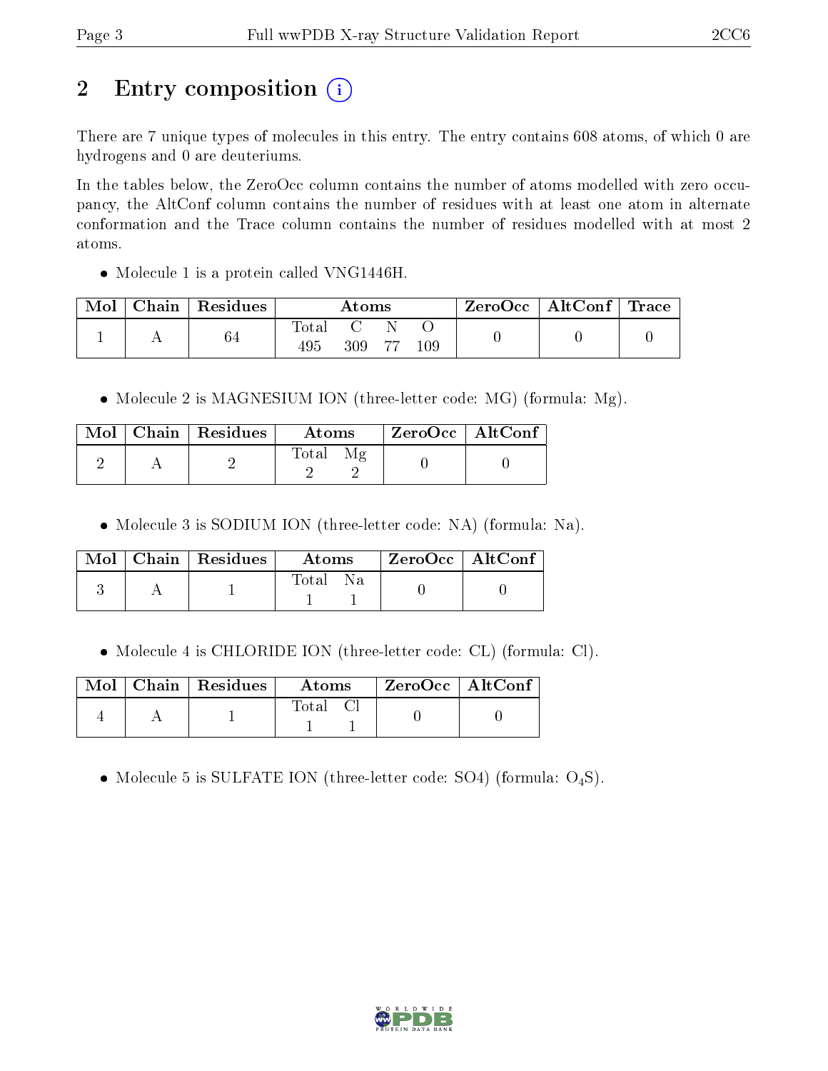## 2 Entry composition (i)

There are 7 unique types of molecules in this entry. The entry contains 608 atoms, of which 0 are hydrogens and 0 are deuteriums.

In the tables below, the ZeroOcc column contains the number of atoms modelled with zero occupancy, the AltConf column contains the number of residues with at least one atom in alternate conformation and the Trace column contains the number of residues modelled with at most 2 atoms.

- Molecule 1 is a protein called VNG1446H.

| Mol | Chain | Residues | Atoms | | | | ZeroOcc | AltConf | Trace |
|---|---|---|---|---|---|---|---|---|---|
| 1 | A | 64 | Total<br>495 | C<br>309 | N<br>77 | O<br>109 | 0 | 0 | 0 |

- Molecule 2 is MAGNESIUM ION (three-letter code: MG) (formula: Mg).

| Mol | Chain | Residues | Atoms | | ZeroOcc | AltConf |
|---|---|---|---|---|---|---|
| 2 | A | 2 | Total<br>2 | Mg<br>2 | 0 | 0 |

- Molecule 3 is SODIUM ION (three-letter code: NA) (formula: Na).

| Mol | Chain | Residues | Atoms | | ZeroOcc | AltConf |
|---|---|---|---|---|---|---|
| 3 | A | 1 | Total<br>1 | Na<br>1 | 0 | 0 |

- Molecule 4 is CHLORIDE ION (three-letter code: CL) (formula: Cl).

| Mol | Chain | Residues | Atoms | | ZeroOcc | AltConf |
|---|---|---|---|---|---|---|
| 4 | A | 1 | Total<br>1 | Cl<br>1 | 0 | 0 |

- Molecule 5 is SULFATE ION (three-letter code: SO4) (formula: $O_4S$).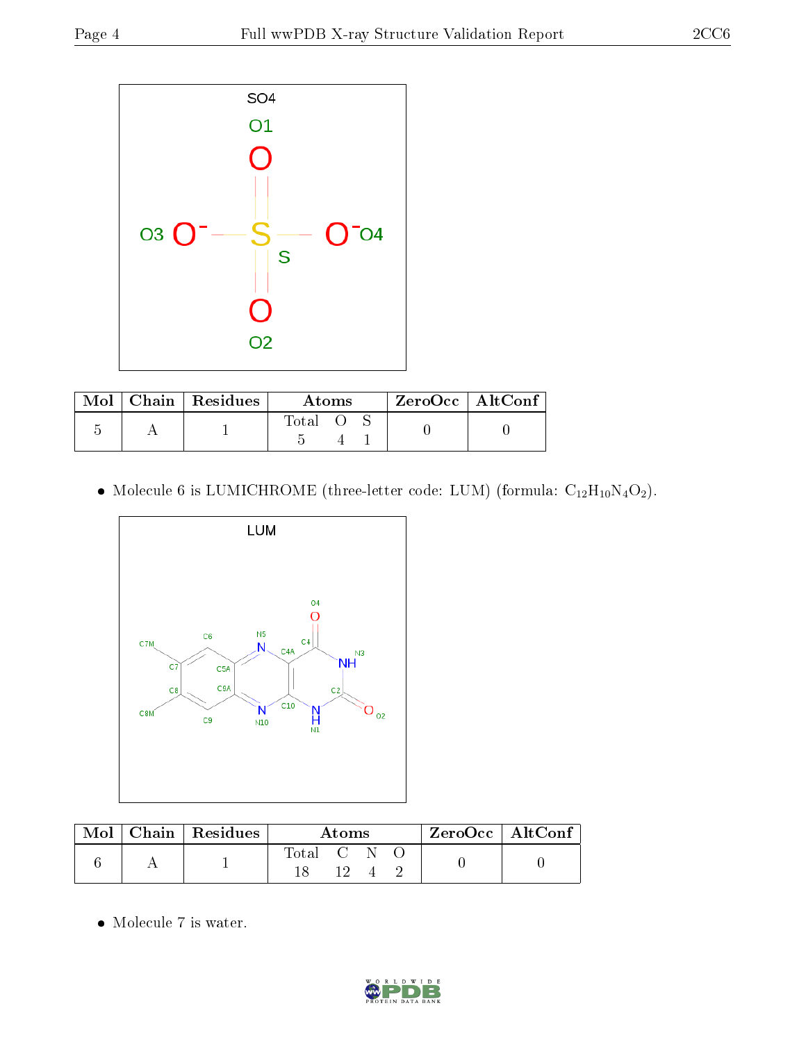| Mol | Chain | Residues | Atoms | | | ZeroOcc | AltConf |
|---|---|---|---|---|---|---|---|
| | | | Total | O | S | | |
| 5 | A | 1 | 5 | 4 | 1 | 0 | 0 |

- Molecule 6 is LUMICHROME (three-letter code: LUM) (formula: $C_{12}H_{10}N_4O_2$).

| Mol | Chain | Residues | Atoms | | | | ZeroOcc | AltConf |
|---|---|---|---|---|---|---|---|---|
| | | | Total | C | N | O | | |
| 6 | A | 1 | 18 | 12 | 4 | 2 | 0 | 0 |

- Molecule 7 is water.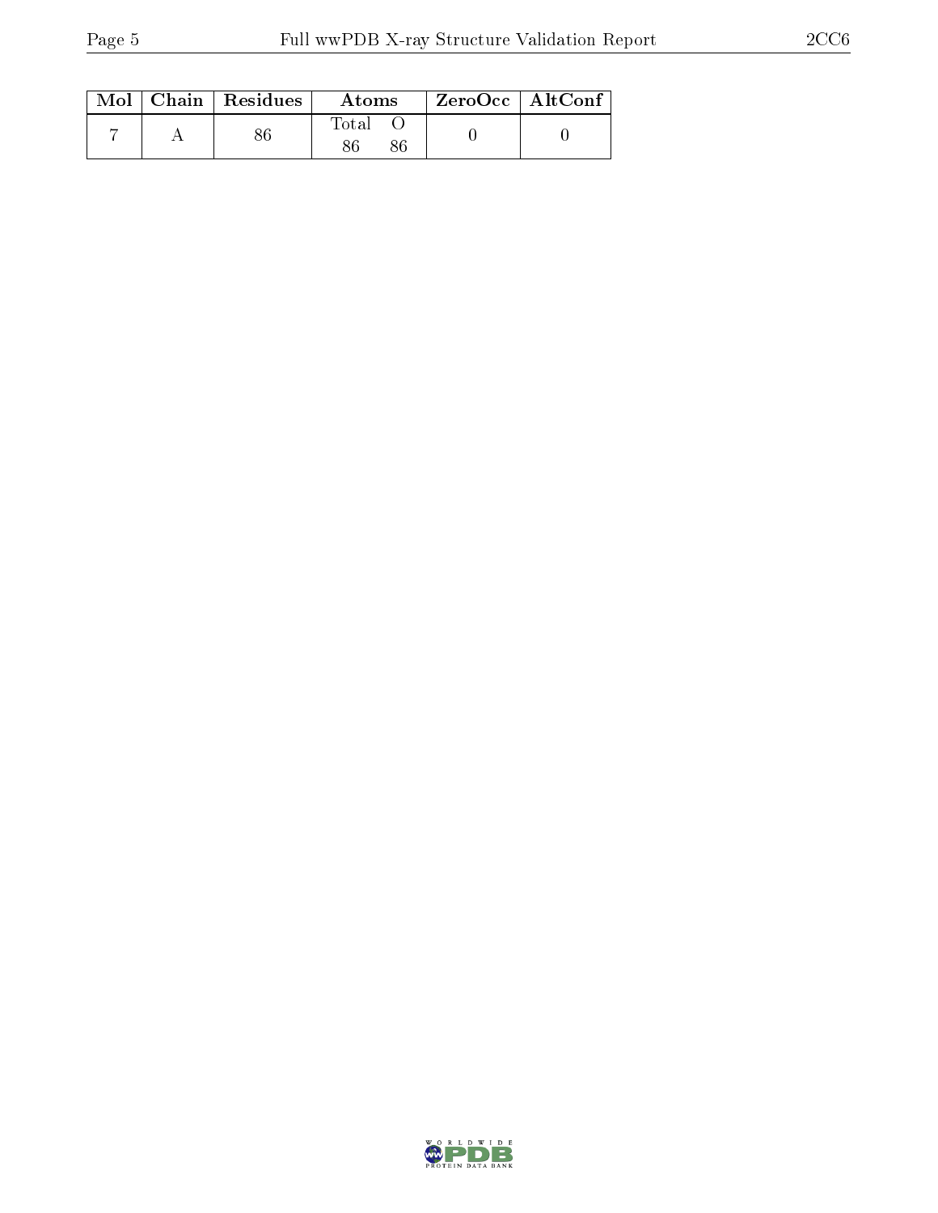| Mol | Chain | Residues | Atoms | | ZeroOcc | AltConf |
|---|---|---|---|---|---|---|
| | | | Total | O | | |
| 7 | A | 86 | 86 | 86 | 0 | 0 |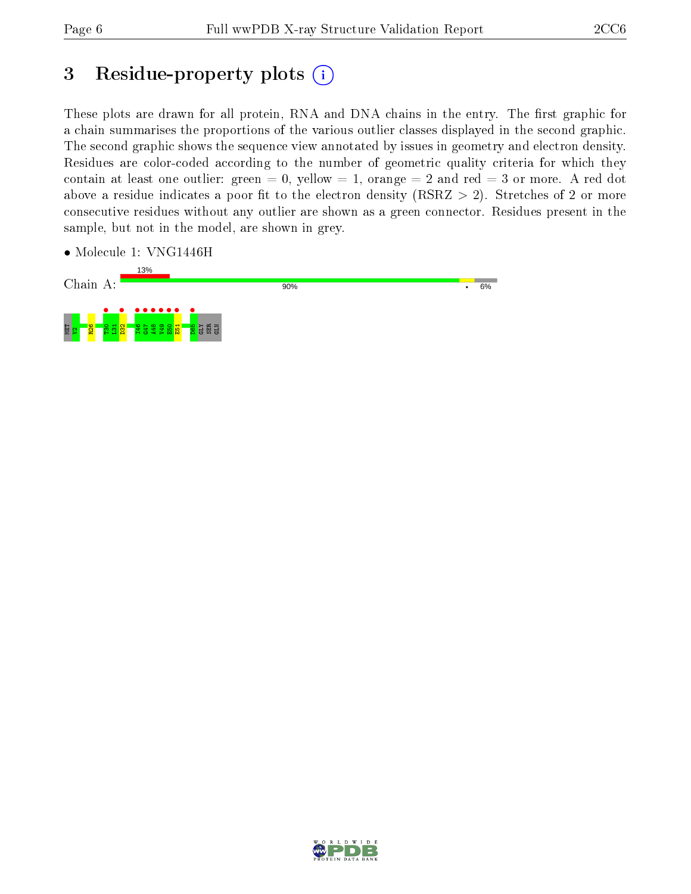# 3 Residue-property plots

These plots are drawn for all protein, RNA and DNA chains in the entry. The first graphic for a chain summarises the proportions of the various outlier classes displayed in the second graphic. The second graphic shows the sequence view annotated by issues in geometry and electron density. Residues are color-coded according to the number of geometric quality criteria for which they contain at least one outlier: green = 0, yellow = 1, orange = 2 and red = 3 or more. A red dot above a residue indicates a poor fit to the electron density (RSRZ > 2). Stretches of 2 or more consecutive residues without any outlier are shown as a green connector. Residues present in the sample, but not in the model, are shown in grey.

- Molecule 1: VNG1446H

Chain A: 13% | 90% | • | 6%

MET V2 R26 T30 L31 D32 I46 G47 A48 V49 E50 E51 D65 GLY SER GLN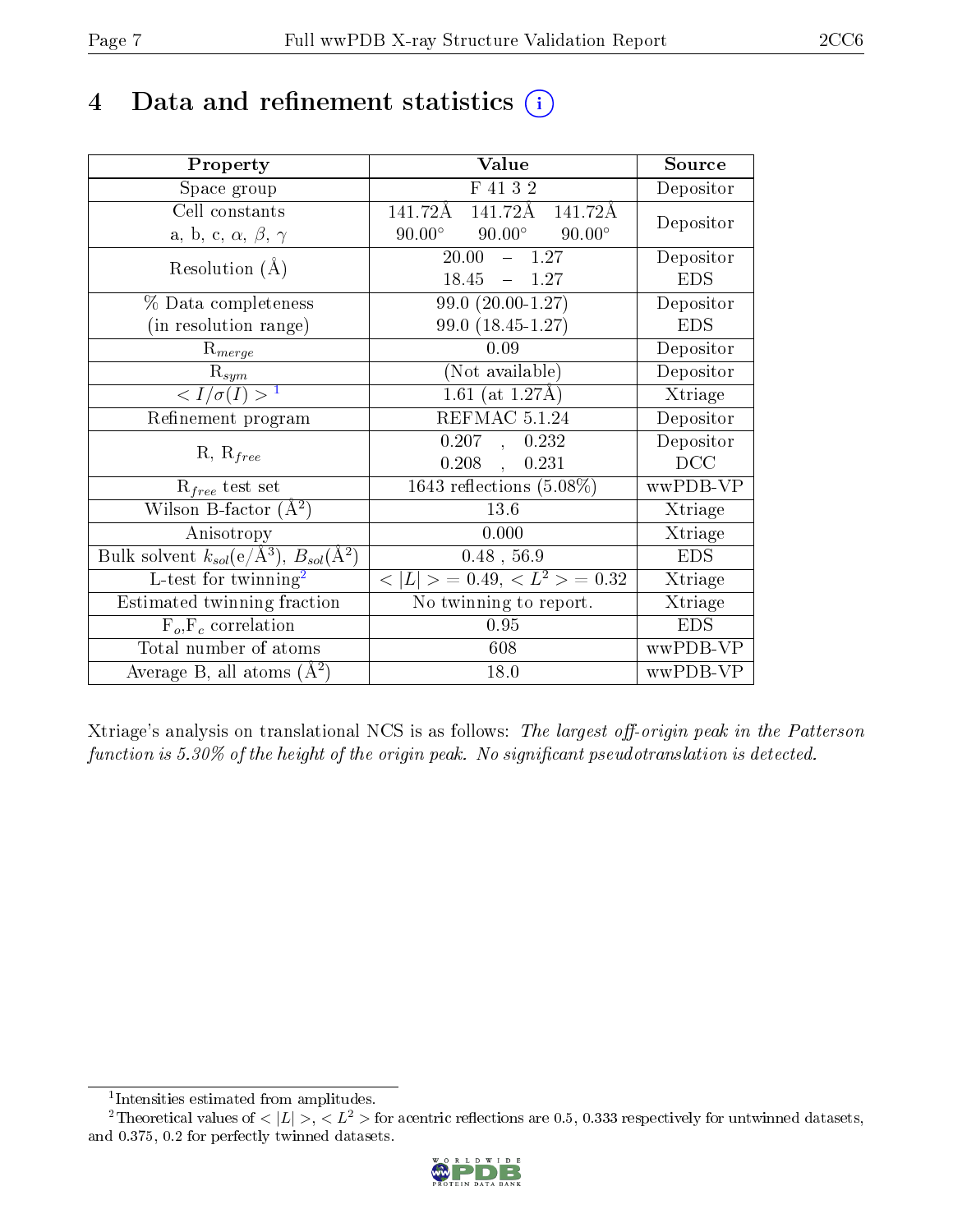# 4 Data and refinement statistics

| Property | Value | Source |
|---|---|---|
| Space group | F 41 3 2 | Depositor |
| Cell constants<br>a, b, c, $\alpha$, $\beta$, $\gamma$ | 141.72Å 141.72Å 141.72Å<br>90.00° 90.00° 90.00° | Depositor |
| Resolution (Å) | 20.00 – 1.27<br>18.45 – 1.27 | Depositor<br>EDS |
| % Data completeness<br>(in resolution range) | 99.0 (20.00-1.27)<br>99.0 (18.45-1.27) | Depositor<br>EDS |
| $R_{merge}$ | 0.09 | Depositor |
| $R_{sym}$ | (Not available) | Depositor |
| $< I/\sigma(I) >$ [1] | 1.61 (at 1.27Å) | Xtriage |
| Refinement program | REFMAC 5.1.24 | Depositor |
| R, $R_{free}$ | 0.207 , 0.232<br>0.208 , 0.231 | Depositor<br>DCC |
| $R_{free}$ test set | 1643 reflections (5.08%) | wwPDB-VP |
| Wilson B-factor (Å$^2$) | 13.6 | Xtriage |
| Anisotropy | 0.000 | Xtriage |
| Bulk solvent $k_{sol}$(e/Å$^3$), $B_{sol}$(Å$^2$) | 0.48 , 56.9 | EDS |
| L-test for twinning[2] | $< \|L\| >$ = 0.49, $< L^2 >$ = 0.32 | Xtriage |
| Estimated twinning fraction | No twinning to report. | Xtriage |
| $F_o$,$F_c$ correlation | 0.95 | EDS |
| Total number of atoms | 608 | wwPDB-VP |
| Average B, all atoms (Å$^2$) | 18.0 | wwPDB-VP |

Xtriage's analysis on translational NCS is as follows: *The largest off-origin peak in the Patterson function is 5.30% of the height of the origin peak. No significant pseudotranslation is detected.*

[1] Intensities estimated from amplitudes.

[2] Theoretical values of $< |L| >$, $< L^2 >$ for acentric reflections are 0.5, 0.333 respectively for untwinned datasets, and 0.375, 0.2 for perfectly twinned datasets.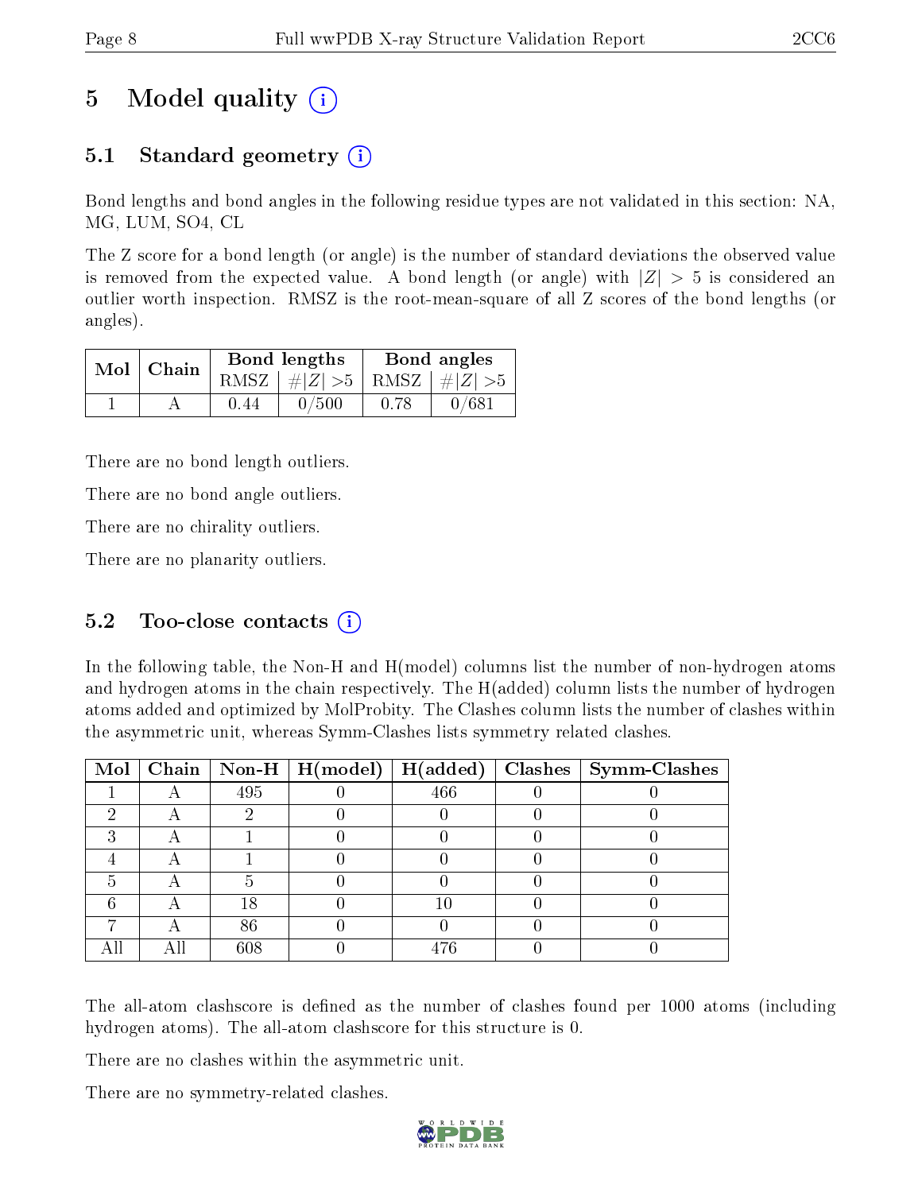# 5 Model quality (i)

## 5.1 Standard geometry (i)

Bond lengths and bond angles in the following residue types are not validated in this section: NA, MG, LUM, SO4, CL

The Z score for a bond length (or angle) is the number of standard deviations the observed value is removed from the expected value. A bond length (or angle) with $|Z| > 5$ is considered an outlier worth inspection. RMSZ is the root-mean-square of all Z scores of the bond lengths (or angles).

| Mol | Chain | Bond lengths | | Bond angles | |
|---|---|---|---|---|---|
| | | RMSZ | $\#\|Z\| >5$ | RMSZ | $\#\|Z\| >5$ |
| 1 | A | 0.44 | 0/500 | 0.78 | 0/681 |

There are no bond length outliers.

There are no bond angle outliers.

There are no chirality outliers.

There are no planarity outliers.

## 5.2 Too-close contacts (i)

In the following table, the Non-H and H(model) columns list the number of non-hydrogen atoms and hydrogen atoms in the chain respectively. The H(added) column lists the number of hydrogen atoms added and optimized by MolProbity. The Clashes column lists the number of clashes within the asymmetric unit, whereas Symm-Clashes lists symmetry related clashes.

| Mol | Chain | Non-H | H(model) | H(added) | Clashes | Symm-Clashes |
|---|---|---|---|---|---|---|
| 1 | A | 495 | 0 | 466 | 0 | 0 |
| 2 | A | 2 | 0 | 0 | 0 | 0 |
| 3 | A | 1 | 0 | 0 | 0 | 0 |
| 4 | A | 1 | 0 | 0 | 0 | 0 |
| 5 | A | 5 | 0 | 0 | 0 | 0 |
| 6 | A | 18 | 0 | 10 | 0 | 0 |
| 7 | A | 86 | 0 | 0 | 0 | 0 |
| All | All | 608 | 0 | 476 | 0 | 0 |

The all-atom clashscore is defined as the number of clashes found per 1000 atoms (including hydrogen atoms). The all-atom clashscore for this structure is 0.

There are no clashes within the asymmetric unit.

There are no symmetry-related clashes.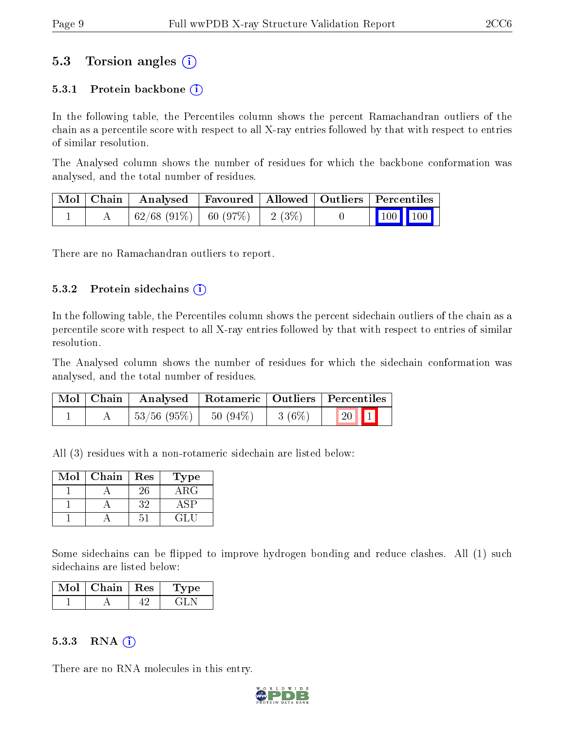## 5.3 Torsion angles (i)

### 5.3.1 Protein backbone (i)

In the following table, the Percentiles column shows the percent Ramachandran outliers of the chain as a percentile score with respect to all X-ray entries followed by that with respect to entries of similar resolution.

The Analysed column shows the number of residues for which the backbone conformation was analysed, and the total number of residues.

| Mol | Chain | Analysed | Favoured | Allowed | Outliers | Percentiles |
|---|---|---|---|---|---|---|
| 1 | A | 62/68 (91%) | 60 (97%) | 2 (3%) | 0 | 100 100 |

There are no Ramachandran outliers to report.

### 5.3.2 Protein sidechains (i)

In the following table, the Percentiles column shows the percent sidechain outliers of the chain as a percentile score with respect to all X-ray entries followed by that with respect to entries of similar resolution.

The Analysed column shows the number of residues for which the sidechain conformation was analysed, and the total number of residues.

| Mol | Chain | Analysed | Rotameric | Outliers | Percentiles |
|---|---|---|---|---|---|
| 1 | A | 53/56 (95%) | 50 (94%) | 3 (6%) | 20 1 |

All (3) residues with a non-rotameric sidechain are listed below:

| Mol | Chain | Res | Type |
|---|---|---|---|
| 1 | A | 26 | ARG |
| 1 | A | 32 | ASP |
| 1 | A | 51 | GLU |

Some sidechains can be flipped to improve hydrogen bonding and reduce clashes. All (1) such sidechains are listed below:

| Mol | Chain | Res | Type |
|---|---|---|---|
| 1 | A | 42 | GLN |

### 5.3.3 RNA (i)

There are no RNA molecules in this entry.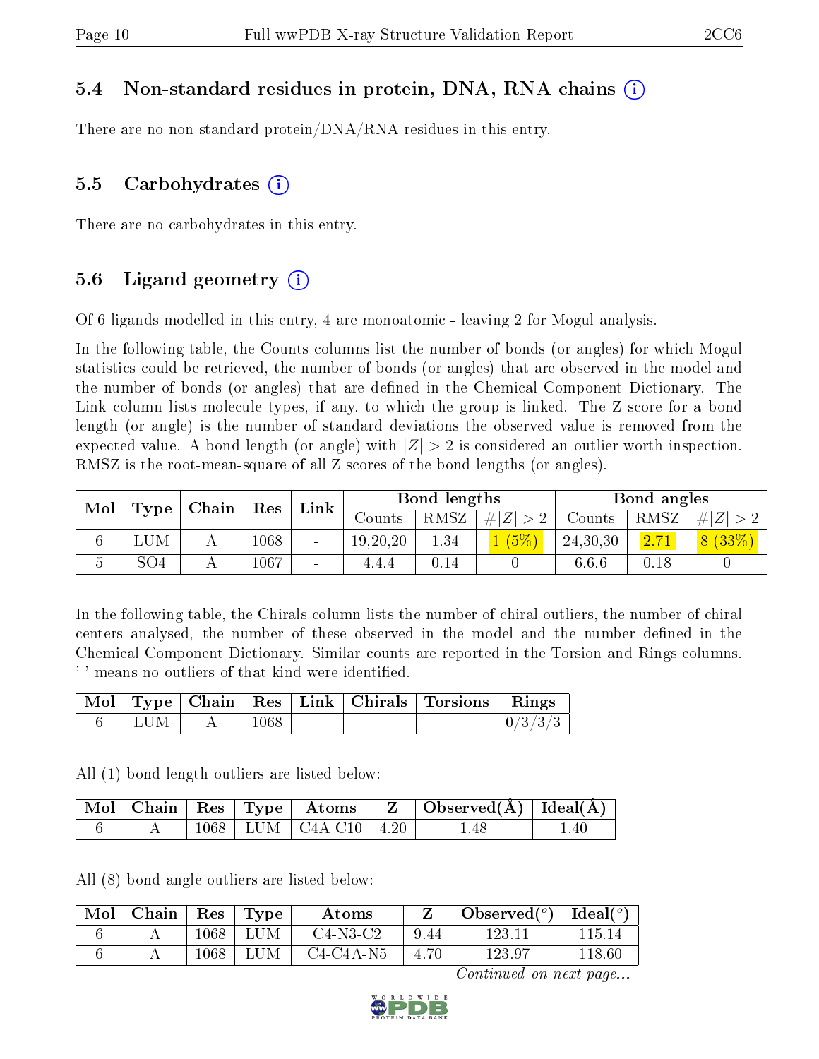### 5.4 Non-standard residues in protein, DNA, RNA chains

There are no non-standard protein/DNA/RNA residues in this entry.

### 5.5 Carbohydrates

There are no carbohydrates in this entry.

### 5.6 Ligand geometry

Of 6 ligands modelled in this entry, 4 are monoatomic - leaving 2 for Mogul analysis.

In the following table, the Counts columns list the number of bonds (or angles) for which Mogul statistics could be retrieved, the number of bonds (or angles) that are observed in the model and the number of bonds (or angles) that are defined in the Chemical Component Dictionary. The Link column lists molecule types, if any, to which the group is linked. The Z score for a bond length (or angle) is the number of standard deviations the observed value is removed from the expected value. A bond length (or angle) with $|Z| > 2$ is considered an outlier worth inspection. RMSZ is the root-mean-square of all Z scores of the bond lengths (or angles).

| Mol | Type | Chain | Res | Link | Bond lengths | | | Bond angles | | |
|---|---|---|---|---|---|---|---|---|---|---|
| | | | | | Counts | RMSZ | $\#\|Z\| > 2$ | Counts | RMSZ | $\#\|Z\| > 2$ |
| 6 | LUM | A | 1068 | - | 19,20,20 | 1.34 | 1 (5%) | 24,30,30 | 2.71 | 8 (33%) |
| 5 | SO4 | A | 1067 | - | 4,4,4 | 0.14 | 0 | 6,6,6 | 0.18 | 0 |

In the following table, the Chirals column lists the number of chiral outliers, the number of chiral centers analysed, the number of these observed in the model and the number defined in the Chemical Component Dictionary. Similar counts are reported in the Torsion and Rings columns. '-' means no outliers of that kind were identified.

| Mol | Type | Chain | Res | Link | Chirals | Torsions | Rings |
|---|---|---|---|---|---|---|---|
| 6 | LUM | A | 1068 | - | - | - | 0/3/3/3 |

All (1) bond length outliers are listed below:

| Mol | Chain | Res | Type | Atoms | Z | Observed(Å) | Ideal(Å) |
|---|---|---|---|---|---|---|---|
| 6 | A | 1068 | LUM | C4A-C10 | 4.20 | 1.48 | 1.40 |

All (8) bond angle outliers are listed below:

| Mol | Chain | Res | Type | Atoms | Z | Observed(°) | Ideal(°) |
|---|---|---|---|---|---|---|---|
| 6 | A | 1068 | LUM | C4-N3-C2 | 9.44 | 123.11 | 115.14 |
| 6 | A | 1068 | LUM | C4-C4A-N5 | 4.70 | 123.97 | 118.60 |

*Continued on next page...*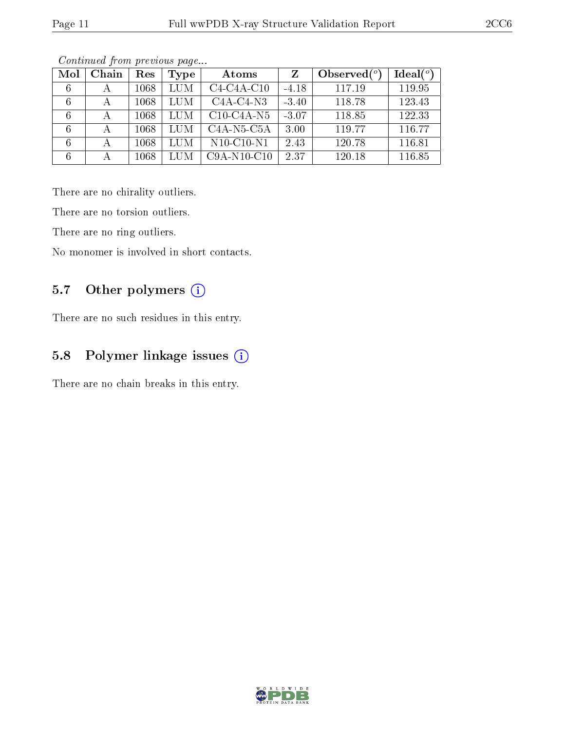*Continued from previous page...*

| Mol | Chain | Res | Type | Atoms | Z | Observed(°) | Ideal(°) |
|---|---|---|---|---|---|---|---|
| 6 | A | 1068 | LUM | C4-C4A-C10 | -4.18 | 117.19 | 119.95 |
| 6 | A | 1068 | LUM | C4A-C4-N3 | -3.40 | 118.78 | 123.43 |
| 6 | A | 1068 | LUM | C10-C4A-N5 | -3.07 | 118.85 | 122.33 |
| 6 | A | 1068 | LUM | C4A-N5-C5A | 3.00 | 119.77 | 116.77 |
| 6 | A | 1068 | LUM | N10-C10-N1 | 2.43 | 120.78 | 116.81 |
| 6 | A | 1068 | LUM | C9A-N10-C10 | 2.37 | 120.18 | 116.85 |

There are no chirality outliers.

There are no torsion outliers.

There are no ring outliers.

No monomer is involved in short contacts.

## 5.7 Other polymers

There are no such residues in this entry.

## 5.8 Polymer linkage issues

There are no chain breaks in this entry.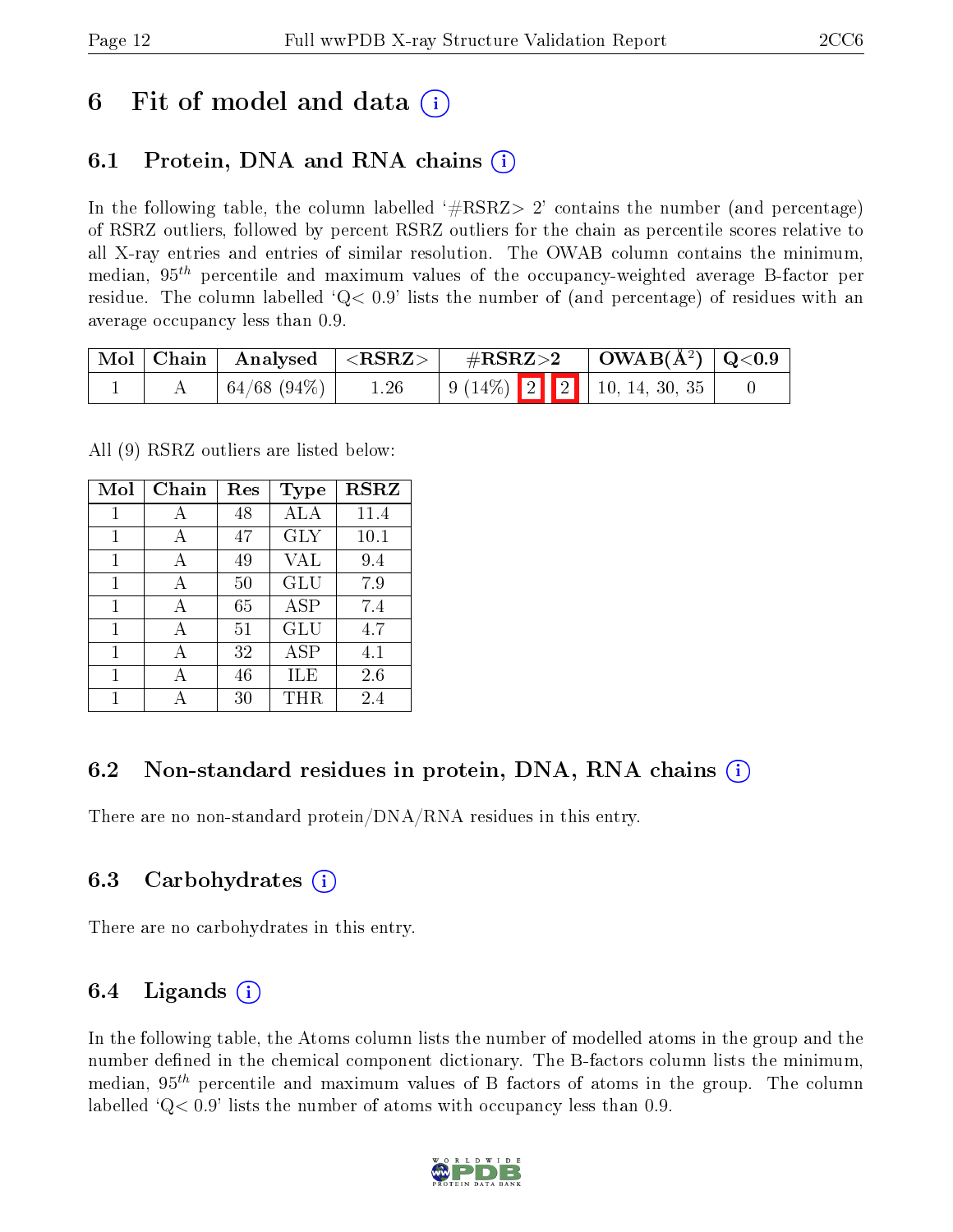# 6 Fit of model and data (i)

## 6.1 Protein, DNA and RNA chains (i)

In the following table, the column labelled '#RSRZ> 2' contains the number (and percentage) of RSRZ outliers, followed by percent RSRZ outliers for the chain as percentile scores relative to all X-ray entries and entries of similar resolution. The OWAB column contains the minimum, median, $95^{th}$ percentile and maximum values of the occupancy-weighted average B-factor per residue. The column labelled 'Q< 0.9' lists the number of (and percentage) of residues with an average occupancy less than 0.9.

| Mol | Chain | Analysed | <RSRZ> | #RSRZ>2 | | | OWAB(Å$^2$) | Q<0.9 |
|---|---|---|---|---|---|---|---|---|
| 1 | A | 64/68 (94%) | 1.26 | 9 (14%) | 2 | 2 | 10, 14, 30, 35 | 0 |

All (9) RSRZ outliers are listed below:

| Mol | Chain | Res | Type | RSRZ |
|---|---|---|---|---|
| 1 | A | 48 | ALA | 11.4 |
| 1 | A | 47 | GLY | 10.1 |
| 1 | A | 49 | VAL | 9.4 |
| 1 | A | 50 | GLU | 7.9 |
| 1 | A | 65 | ASP | 7.4 |
| 1 | A | 51 | GLU | 4.7 |
| 1 | A | 32 | ASP | 4.1 |
| 1 | A | 46 | ILE | 2.6 |
| 1 | A | 30 | THR | 2.4 |

## 6.2 Non-standard residues in protein, DNA, RNA chains (i)

There are no non-standard protein/DNA/RNA residues in this entry.

## 6.3 Carbohydrates (i)

There are no carbohydrates in this entry.

## 6.4 Ligands (i)

In the following table, the Atoms column lists the number of modelled atoms in the group and the number defined in the chemical component dictionary. The B-factors column lists the minimum, median, $95^{th}$ percentile and maximum values of B factors of atoms in the group. The column labelled 'Q< 0.9' lists the number of atoms with occupancy less than 0.9.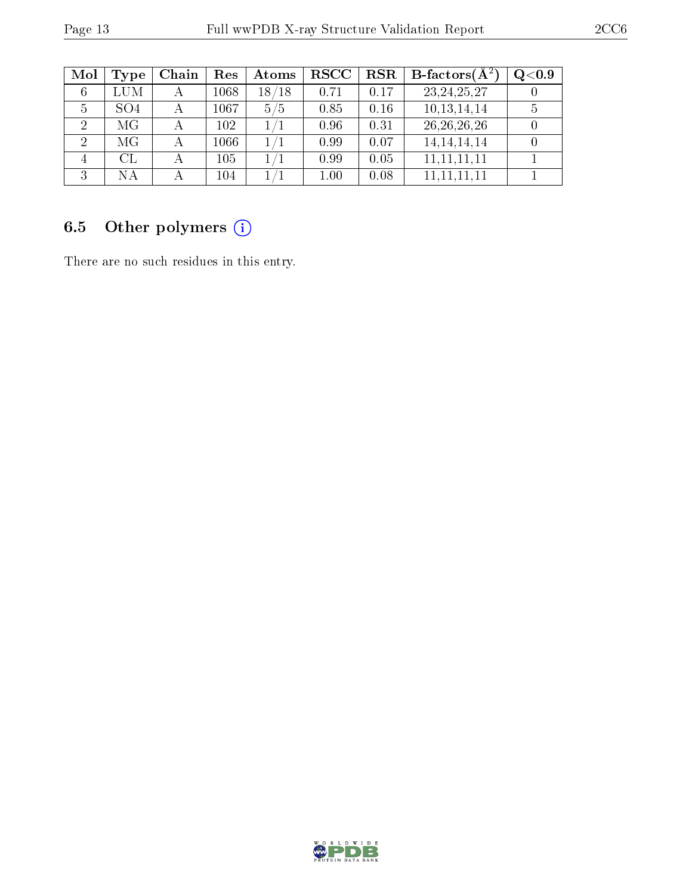| Mol | Type | Chain | Res | Atoms | RSCC | RSR | B-factors($Å^2$) | Q<0.9 |
|---|---|---|---|---|---|---|---|---|
| 6 | LUM | A | 1068 | 18/18 | 0.71 | 0.17 | 23,24,25,27 | 0 |
| 5 | SO4 | A | 1067 | 5/5 | 0.85 | 0.16 | 10,13,14,14 | 5 |
| 2 | MG | A | 102 | 1/1 | 0.96 | 0.31 | 26,26,26,26 | 0 |
| 2 | MG | A | 1066 | 1/1 | 0.99 | 0.07 | 14,14,14,14 | 0 |
| 4 | CL | A | 105 | 1/1 | 0.99 | 0.05 | 11,11,11,11 | 1 |
| 3 | NA | A | 104 | 1/1 | 1.00 | 0.08 | 11,11,11,11 | 1 |

### 6.5 Other polymers

There are no such residues in this entry.